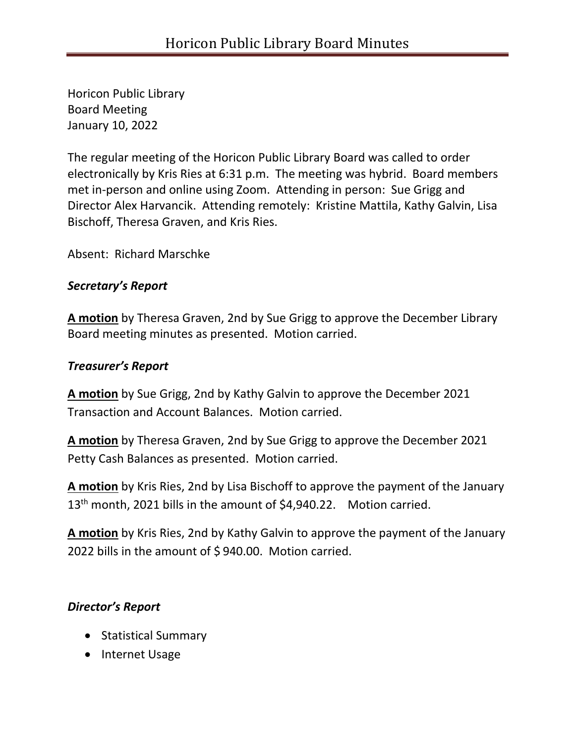Horicon Public Library
Board Meeting
January 10, 2022

The regular meeting of the Horicon Public Library Board was called to order electronically by Kris Ries at 6:31 p.m. The meeting was hybrid. Board members met in-person and online using Zoom. Attending in person: Sue Grigg and Director Alex Harvancik. Attending remotely: Kristine Mattila, Kathy Galvin, Lisa Bischoff, Theresa Graven, and Kris Ries.

Absent: Richard Marschke

### ***Secretary's Report***

**<u>A motion</u>** by Theresa Graven, 2nd by Sue Grigg to approve the December Library Board meeting minutes as presented. Motion carried.

### ***Treasurer's Report***

**<u>A motion</u>** by Sue Grigg, 2nd by Kathy Galvin to approve the December 2021 Transaction and Account Balances. Motion carried.

**<u>A motion</u>** by Theresa Graven, 2nd by Sue Grigg to approve the December 2021 Petty Cash Balances as presented. Motion carried.

**<u>A motion</u>** by Kris Ries, 2nd by Lisa Bischoff to approve the payment of the January 13th month, 2021 bills in the amount of $4,940.22. Motion carried.

**<u>A motion</u>** by Kris Ries, 2nd by Kathy Galvin to approve the payment of the January 2022 bills in the amount of $ 940.00. Motion carried.

### ***Director's Report***

- Statistical Summary
- Internet Usage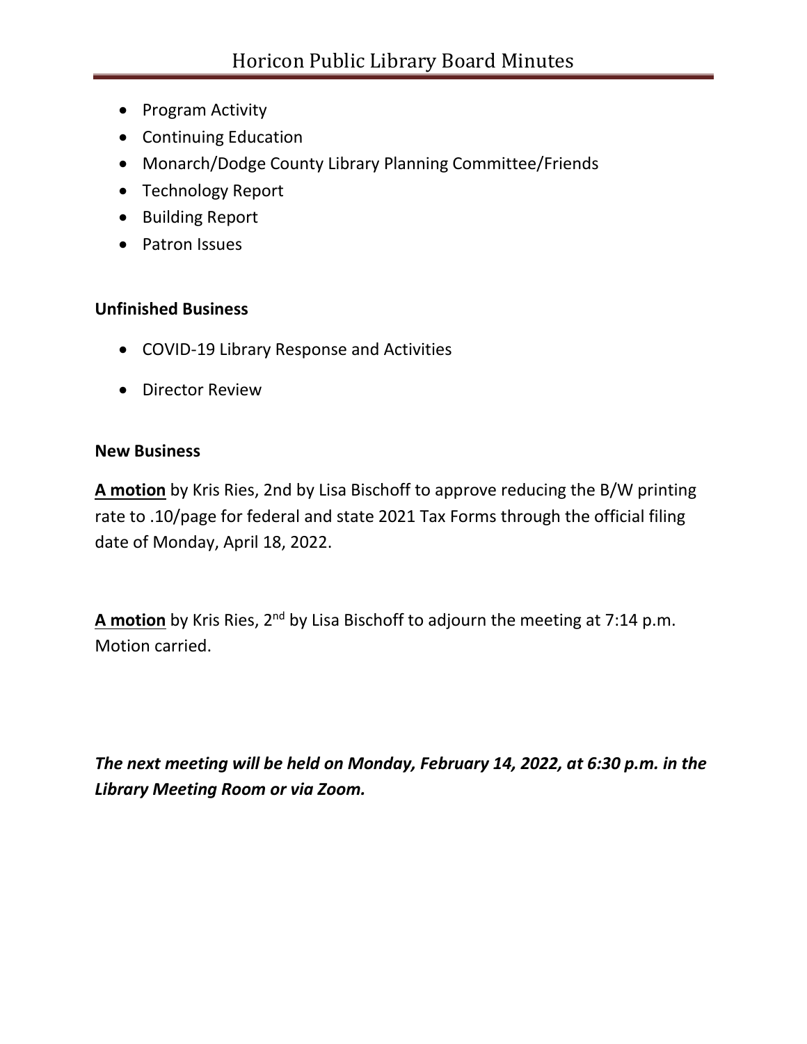- Program Activity
- Continuing Education
- Monarch/Dodge County Library Planning Committee/Friends
- Technology Report
- Building Report
- Patron Issues

**Unfinished Business**

- COVID-19 Library Response and Activities
- Director Review

**New Business**

**A motion** by Kris Ries, 2nd by Lisa Bischoff to approve reducing the B/W printing rate to .10/page for federal and state 2021 Tax Forms through the official filing date of Monday, April 18, 2022.

**A motion** by Kris Ries, 2nd by Lisa Bischoff to adjourn the meeting at 7:14 p.m. Motion carried.

***The next meeting will be held on Monday, February 14, 2022, at 6:30 p.m. in the Library Meeting Room or via Zoom.***